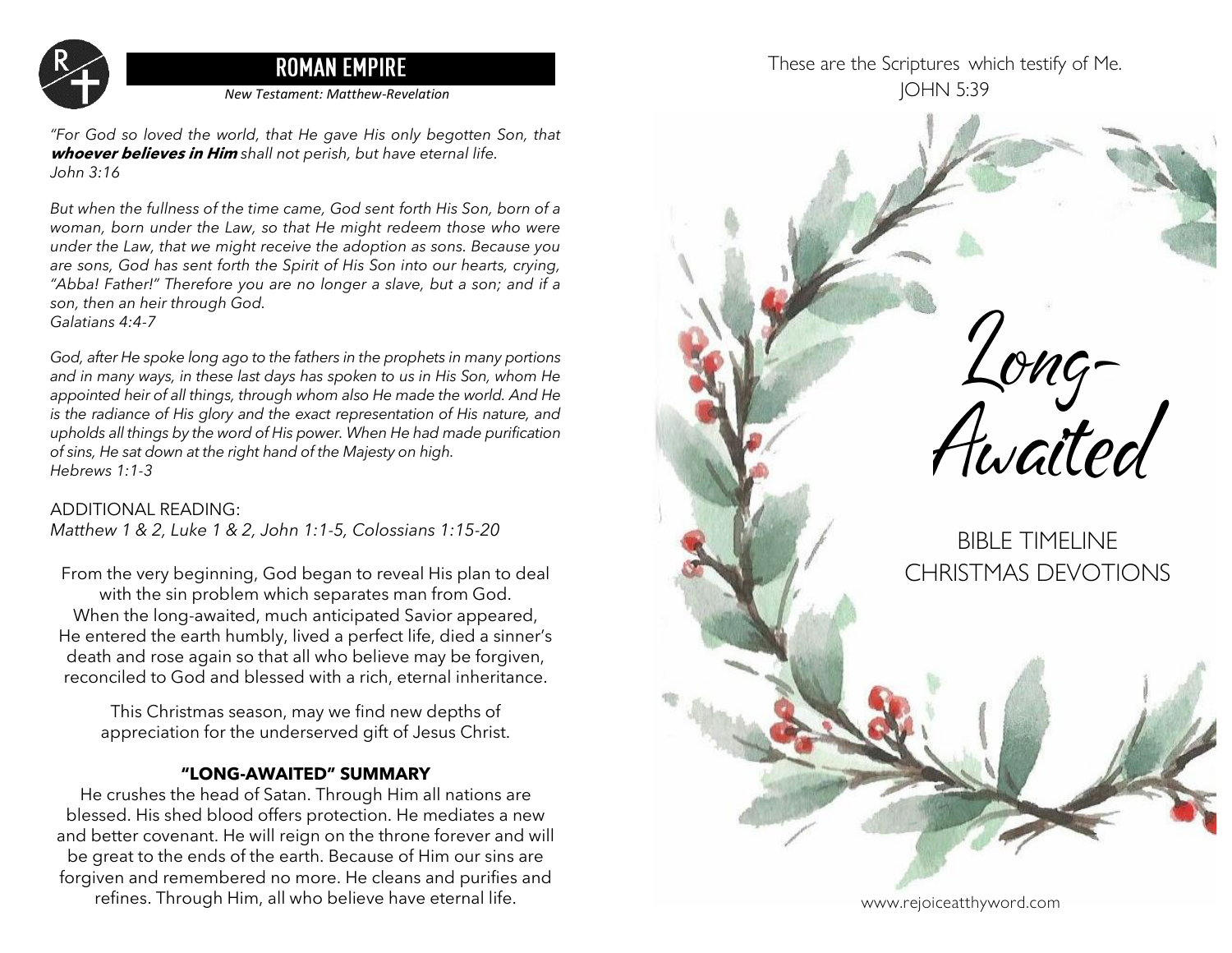## ROMAN EMPIRE

*New Testament: Matthew-Revelation*

*"For God so loved the world, that He gave His only begotten Son, that* ***whoever believes in Him*** *shall not perish, but have eternal life.*
*John 3:16*

*But when the fullness of the time came, God sent forth His Son, born of a woman, born under the Law, so that He might redeem those who were under the Law, that we might receive the adoption as sons. Because you are sons, God has sent forth the Spirit of His Son into our hearts, crying, "Abba! Father!" Therefore you are no longer a slave, but a son; and if a son, then an heir through God.*
*Galatians 4:4-7*

*God, after He spoke long ago to the fathers in the prophets in many portions and in many ways, in these last days has spoken to us in His Son, whom He appointed heir of all things, through whom also He made the world. And He is the radiance of His glory and the exact representation of His nature, and upholds all things by the word of His power. When He had made purification of sins, He sat down at the right hand of the Majesty on high.*
*Hebrews 1:1-3*

ADDITIONAL READING:
*Matthew 1 & 2, Luke 1 & 2, John 1:1-5, Colossians 1:15-20*

From the very beginning, God began to reveal His plan to deal with the sin problem which separates man from God. When the long-awaited, much anticipated Savior appeared, He entered the earth humbly, lived a perfect life, died a sinner's death and rose again so that all who believe may be forgiven, reconciled to God and blessed with a rich, eternal inheritance.

This Christmas season, may we find new depths of appreciation for the underserved gift of Jesus Christ.

**"LONG-AWAITED" SUMMARY**

He crushes the head of Satan. Through Him all nations are blessed. His shed blood offers protection. He mediates a new and better covenant. He will reign on the throne forever and will be great to the ends of the earth. Because of Him our sins are forgiven and remembered no more. He cleans and purifies and refines. Through Him, all who believe have eternal life.

These are the Scriptures which testify of Me.
JOHN 5:39

# Long-Awaited

BIBLE TIMELINE
CHRISTMAS DEVOTIONS

www.rejoiceatthyword.com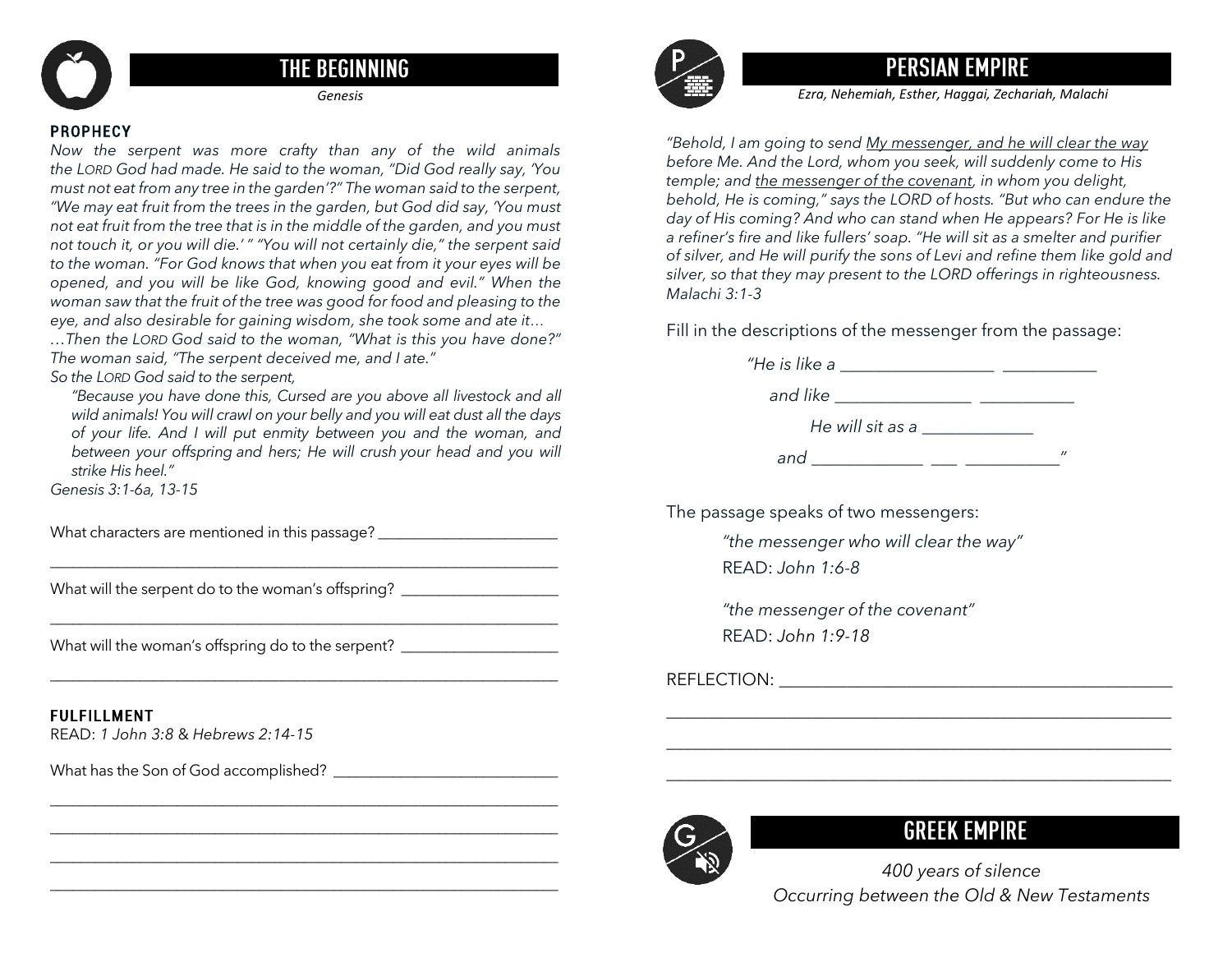## THE BEGINNING

*Genesis*

### PROPHECY

*Now the serpent was more crafty than any of the wild animals the LORD God had made. He said to the woman, "Did God really say, 'You must not eat from any tree in the garden'?" The woman said to the serpent, "We may eat fruit from the trees in the garden, but God did say, 'You must not eat fruit from the tree that is in the middle of the garden, and you must not touch it, or you will die.' " "You will not certainly die," the serpent said to the woman. "For God knows that when you eat from it your eyes will be opened, and you will be like God, knowing good and evil." When the woman saw that the fruit of the tree was good for food and pleasing to the eye, and also desirable for gaining wisdom, she took some and ate it…*

*…Then the LORD God said to the woman, "What is this you have done?" The woman said, "The serpent deceived me, and I ate."*

*So the LORD God said to the serpent,*

> *"Because you have done this, Cursed are you above all livestock and all wild animals! You will crawl on your belly and you will eat dust all the days of your life. And I will put enmity between you and the woman, and between your offspring and hers; He will crush your head and you will strike His heel."*

*Genesis 3:1-6a, 13-15*

What characters are mentioned in this passage? ______________________

_______________________________________________________________

What will the serpent do to the woman's offspring? ___________________

_______________________________________________________________

What will the woman's offspring do to the serpent? ___________________

_______________________________________________________________

### FULFILLMENT

READ: *1 John 3:8* & *Hebrews 2:14-15*

What has the Son of God accomplished? ___________________________

_______________________________________________________________

_______________________________________________________________

_______________________________________________________________

_______________________________________________________________

## PERSIAN EMPIRE

*Ezra, Nehemiah, Esther, Haggai, Zechariah, Malachi*

*"Behold, I am going to send My messenger, and he will clear the way before Me. And the Lord, whom you seek, will suddenly come to His temple; and the messenger of the covenant, in whom you delight, behold, He is coming," says the LORD of hosts. "But who can endure the day of His coming? And who can stand when He appears? For He is like a refiner's fire and like fullers' soap. "He will sit as a smelter and purifier of silver, and He will purify the sons of Levi and refine them like gold and silver, so that they may present to the LORD offerings in righteousness. Malachi 3:1-3*

Fill in the descriptions of the messenger from the passage:

*"He is like a __________________ ___________*

*and like ________________ ___________*

*He will sit as a _____________*

*and _____________ ___ ___________"*

The passage speaks of two messengers:

*"the messenger who will clear the way"*
READ: *John 1:6-8*

*"the messenger of the covenant"*
READ: *John 1:9-18*

REFLECTION: _____________________________________________

_______________________________________________________________

_______________________________________________________________

_______________________________________________________________

## GREEK EMPIRE

*400 years of silence*
*Occurring between the Old & New Testaments*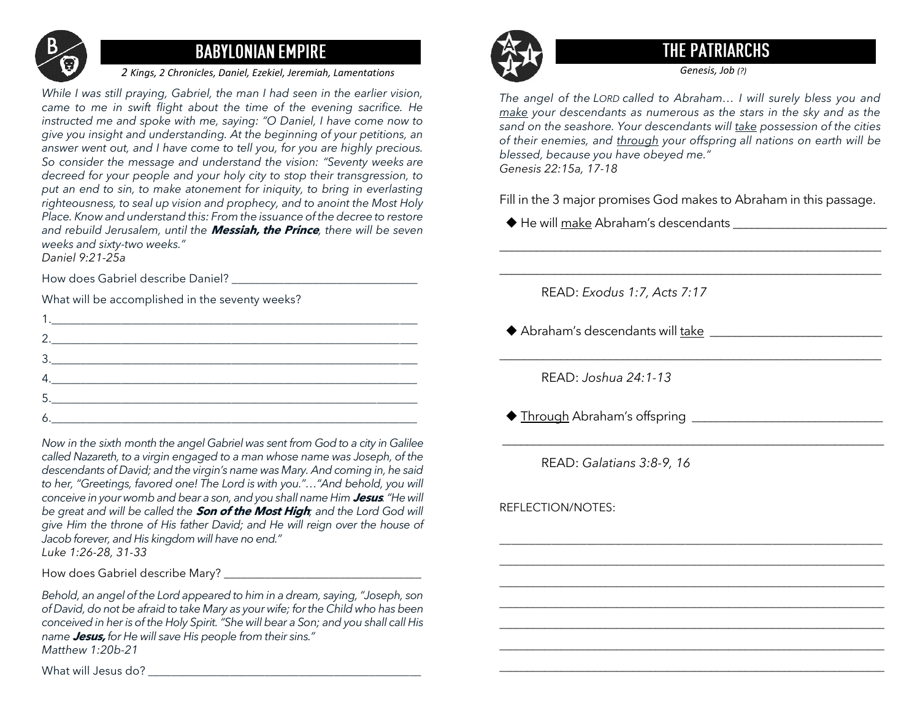## BABYLONIAN EMPIRE

*2 Kings, 2 Chronicles, Daniel, Ezekiel, Jeremiah, Lamentations*

*While I was still praying, Gabriel, the man I had seen in the earlier vision, came to me in swift flight about the time of the evening sacrifice. He instructed me and spoke with me, saying: "O Daniel, I have come now to give you insight and understanding. At the beginning of your petitions, an answer went out, and I have come to tell you, for you are highly precious. So consider the message and understand the vision: "Seventy weeks are decreed for your people and your holy city to stop their transgression, to put an end to sin, to make atonement for iniquity, to bring in everlasting righteousness, to seal up vision and prophecy, and to anoint the Most Holy Place. Know and understand this: From the issuance of the decree to restore and rebuild Jerusalem, until the* ***Messiah, the Prince****, there will be seven weeks and sixty-two weeks."*
*Daniel 9:21-25a*

How does Gabriel describe Daniel? ______________________________

What will be accomplished in the seventy weeks?

1.____________________________________________________________
2.____________________________________________________________
3.____________________________________________________________
4.____________________________________________________________
5.____________________________________________________________
6.____________________________________________________________

*Now in the sixth month the angel Gabriel was sent from God to a city in Galilee called Nazareth, to a virgin engaged to a man whose name was Joseph, of the descendants of David; and the virgin's name was Mary. And coming in, he said to her, "Greetings, favored one! The Lord is with you."…"And behold, you will conceive in your womb and bear a son, and you shall name Him* ***Jesus****. "He will be great and will be called the* ***Son of the Most High****; and the Lord God will give Him the throne of His father David; and He will reign over the house of Jacob forever, and His kingdom will have no end."*
*Luke 1:26-28, 31-33*

How does Gabriel describe Mary? _______________________________

*Behold, an angel of the Lord appeared to him in a dream, saying, "Joseph, son of David, do not be afraid to take Mary as your wife; for the Child who has been conceived in her is of the Holy Spirit. "She will bear a Son; and you shall call His name* ***Jesus,*** *for He will save His people from their sins."*
*Matthew 1:20b-21*

What will Jesus do? ____________________________________________

## THE PATRIARCHS

*Genesis, Job (?)*

*The angel of the LORD called to Abraham… I will surely bless you and <u>make</u> your descendants as numerous as the stars in the sky and as the sand on the seashore. Your descendants will <u>take</u> possession of the cities of their enemies, and <u>through</u> your offspring all nations on earth will be blessed, because you have obeyed me."*
*Genesis 22:15a, 17-18*

Fill in the 3 major promises God makes to Abraham in this passage.

- ◆ He will <u>make</u> Abraham's descendants ________________________

_____________________________________________________________

_____________________________________________________________

READ: *Exodus 1:7, Acts 7:17*

- ◆ Abraham's descendants will <u>take</u> ___________________________

_____________________________________________________________

READ: *Joshua 24:1-13*

- ◆ <u>Through</u> Abraham's offspring ______________________________

_____________________________________________________________

READ: *Galatians 3:8-9, 16*

REFLECTION/NOTES:

_____________________________________________________________
_____________________________________________________________
_____________________________________________________________
_____________________________________________________________
_____________________________________________________________
_____________________________________________________________
_____________________________________________________________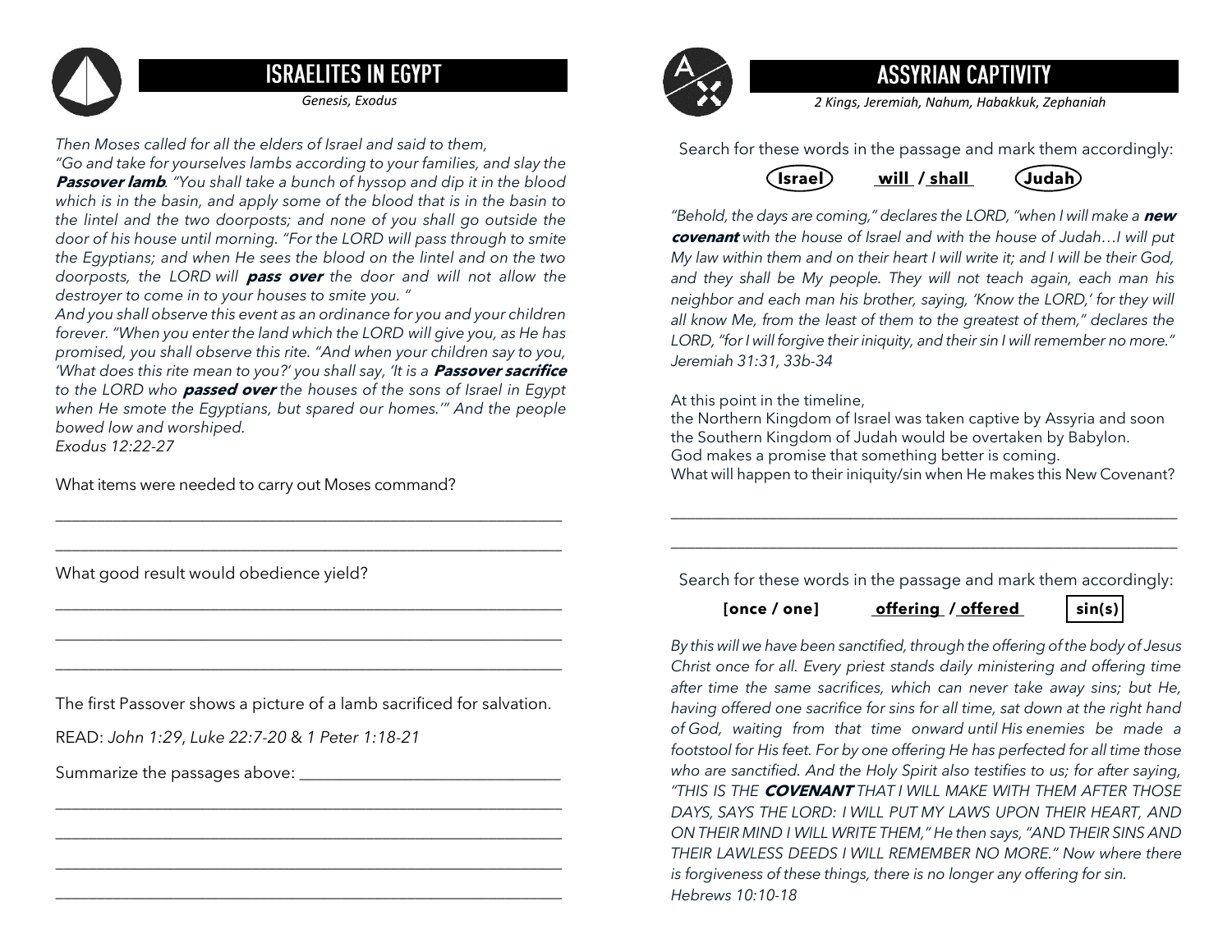## ISRAELITES IN EGYPT

*Genesis, Exodus*

*Then Moses called for all the elders of Israel and said to them, "Go and take for yourselves lambs according to your families, and slay the* ***Passover lamb****. "You shall take a bunch of hyssop and dip it in the blood which is in the basin, and apply some of the blood that is in the basin to the lintel and the two doorposts; and none of you shall go outside the door of his house until morning. "For the LORD will pass through to smite the Egyptians; and when He sees the blood on the lintel and on the two doorposts, the LORD will* ***pass over*** *the door and will not allow the destroyer to come in to your houses to smite you. "*
*And you shall observe this event as an ordinance for you and your children forever. "When you enter the land which the LORD will give you, as He has promised, you shall observe this rite. "And when your children say to you, 'What does this rite mean to you?' you shall say, 'It is a* ***Passover sacrifice*** *to the LORD who* ***passed over*** *the houses of the sons of Israel in Egypt when He smote the Egyptians, but spared our homes.'" And the people bowed low and worshiped.*
*Exodus 12:22-27*

What items were needed to carry out Moses command?

_______________________________________________________________

_______________________________________________________________

What good result would obedience yield?

_______________________________________________________________

_______________________________________________________________

_______________________________________________________________

The first Passover shows a picture of a lamb sacrificed for salvation.

READ: *John 1:29*, *Luke 22:7-20* & *1 Peter 1:18-21*

Summarize the passages above: ________________________________

_______________________________________________________________

_______________________________________________________________

_______________________________________________________________

_______________________________________________________________

## ASSYRIAN CAPTIVITY

*2 Kings, Jeremiah, Nahum, Habakkuk, Zephaniah*

Search for these words in the passage and mark them accordingly:

(**Israel**) &nbsp;&nbsp;&nbsp; **will / shall** &nbsp;&nbsp;&nbsp; (**Judah**)

*"Behold, the days are coming," declares the LORD, "when I will make a* ***new covenant*** *with the house of Israel and with the house of Judah…I will put My law within them and on their heart I will write it; and I will be their God, and they shall be My people. They will not teach again, each man his neighbor and each man his brother, saying, 'Know the LORD,' for they will all know Me, from the least of them to the greatest of them," declares the LORD, "for I will forgive their iniquity, and their sin I will remember no more."*
*Jeremiah 31:31, 33b-34*

At this point in the timeline,
the Northern Kingdom of Israel was taken captive by Assyria and soon the Southern Kingdom of Judah would be overtaken by Babylon.
God makes a promise that something better is coming.
What will happen to their iniquity/sin when He makes this New Covenant?

_______________________________________________________________

_______________________________________________________________

Search for these words in the passage and mark them accordingly:

**[once / one]** &nbsp;&nbsp;&nbsp; **offering / offered** &nbsp;&nbsp;&nbsp; **sin(s)**

*By this will we have been sanctified, through the offering of the body of Jesus Christ once for all. Every priest stands daily ministering and offering time after time the same sacrifices, which can never take away sins; but He, having offered one sacrifice for sins for all time, sat down at the right hand of God, waiting from that time onward until His enemies be made a footstool for His feet. For by one offering He has perfected for all time those who are sanctified. And the Holy Spirit also testifies to us; for after saying, "THIS IS THE* ***COVENANT*** *THAT I WILL MAKE WITH THEM AFTER THOSE DAYS, SAYS THE LORD: I WILL PUT MY LAWS UPON THEIR HEART, AND ON THEIR MIND I WILL WRITE THEM," He then says, "AND THEIR SINS AND THEIR LAWLESS DEEDS I WILL REMEMBER NO MORE." Now where there is forgiveness of these things, there is no longer any offering for sin.*
*Hebrews 10:10-18*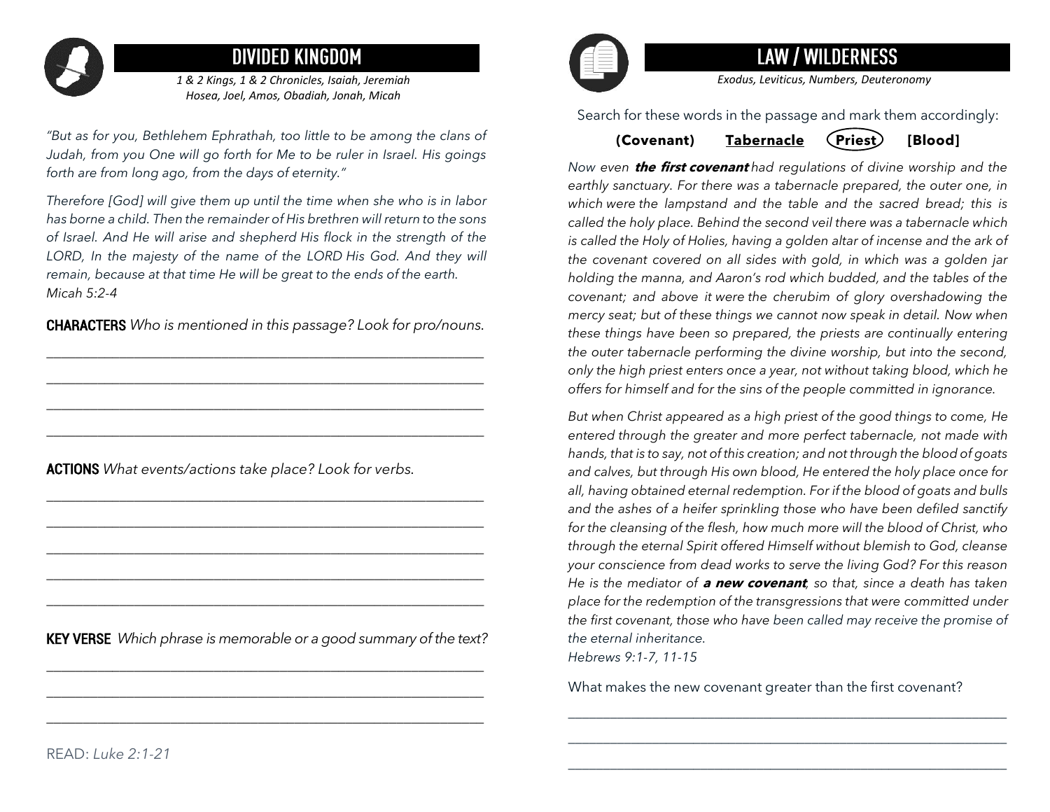## DIVIDED KINGDOM

*1 & 2 Kings, 1 & 2 Chronicles, Isaiah, Jeremiah*
*Hosea, Joel, Amos, Obadiah, Jonah, Micah*

*"But as for you, Bethlehem Ephrathah, too little to be among the clans of Judah, from you One will go forth for Me to be ruler in Israel. His goings forth are from long ago, from the days of eternity."*

*Therefore [God] will give them up until the time when she who is in labor has borne a child. Then the remainder of His brethren will return to the sons of Israel. And He will arise and shepherd His flock in the strength of the LORD, In the majesty of the name of the LORD His God. And they will remain, because at that time He will be great to the ends of the earth.*
*Micah 5:2-4*

**CHARACTERS** *Who is mentioned in this passage? Look for pro/nouns.*

_______________________________________________

_______________________________________________

_______________________________________________

_______________________________________________

**ACTIONS** *What events/actions take place? Look for verbs.*

_______________________________________________

_______________________________________________

_______________________________________________

_______________________________________________

_______________________________________________

**KEY VERSE** *Which phrase is memorable or a good summary of the text?*

_______________________________________________

_______________________________________________

_______________________________________________

READ: *Luke 2:1-21*

## LAW / WILDERNESS

*Exodus, Leviticus, Numbers, Deuteronomy*

Search for these words in the passage and mark them accordingly:

**(Covenant)** **Tabernacle** **(Priest)** **[Blood]**

*Now even **the first covenant** had regulations of divine worship and the earthly sanctuary. For there was a tabernacle prepared, the outer one, in which were the lampstand and the table and the sacred bread; this is called the holy place. Behind the second veil there was a tabernacle which is called the Holy of Holies, having a golden altar of incense and the ark of the covenant covered on all sides with gold, in which was a golden jar holding the manna, and Aaron's rod which budded, and the tables of the covenant; and above it were the cherubim of glory overshadowing the mercy seat; but of these things we cannot now speak in detail. Now when these things have been so prepared, the priests are continually entering the outer tabernacle performing the divine worship, but into the second, only the high priest enters once a year, not without taking blood, which he offers for himself and for the sins of the people committed in ignorance.*

*But when Christ appeared as a high priest of the good things to come, He entered through the greater and more perfect tabernacle, not made with hands, that is to say, not of this creation; and not through the blood of goats and calves, but through His own blood, He entered the holy place once for all, having obtained eternal redemption. For if the blood of goats and bulls and the ashes of a heifer sprinkling those who have been defiled sanctify for the cleansing of the flesh, how much more will the blood of Christ, who through the eternal Spirit offered Himself without blemish to God, cleanse your conscience from dead works to serve the living God? For this reason He is the mediator of **a new covenant**, so that, since a death has taken place for the redemption of the transgressions that were committed under the first covenant, those who have been called may receive the promise of the eternal inheritance.*
*Hebrews 9:1-7, 11-15*

What makes the new covenant greater than the first covenant?

_______________________________________________

_______________________________________________

_______________________________________________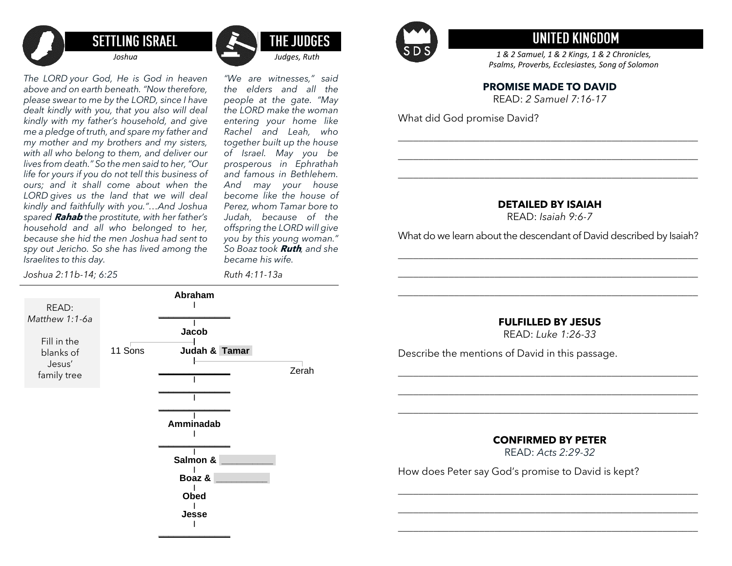## SETTLING ISRAEL

*Joshua*

*The LORD your God, He is God in heaven above and on earth beneath. "Now therefore, please swear to me by the LORD, since I have dealt kindly with you, that you also will deal kindly with my father's household, and give me a pledge of truth, and spare my father and my mother and my brothers and my sisters, with all who belong to them, and deliver our lives from death." So the men said to her, "Our life for yours if you do not tell this business of ours; and it shall come about when the LORD gives us the land that we will deal kindly and faithfully with you."…And Joshua spared* ***Rahab*** *the prostitute, with her father's household and all who belonged to her, because she hid the men Joshua had sent to spy out Jericho. So she has lived among the Israelites to this day.*

*Joshua 2:11b-14; 6:25*

## THE JUDGES

*Judges, Ruth*

*"We are witnesses," said the elders and all the people at the gate. "May the LORD make the woman entering your home like Rachel and Leah, who together built up the house of Israel. May you be prosperous in Ephrathah and famous in Bethlehem. And may your house become like the house of Perez, whom Tamar bore to Judah, because of the offspring the LORD will give you by this young woman." So Boaz took* ***Ruth****, and she became his wife.*

*Ruth 4:11-13a*

READ: *Matthew 1:1-6a*

Fill in the blanks of Jesus' family tree

**Abraham**

______________

**Jacob**

11 Sons — **Judah & Tamar**

______________ — Zerah

______________

______________

**Amminadab**

______________

**Salmon &** __________

**Boaz &** __________

**Obed**

**Jesse**

______________

## UNITED KINGDOM

*1 & 2 Samuel, 1 & 2 Kings, 1 & 2 Chronicles, Psalms, Proverbs, Ecclesiastes, Song of Solomon*

### PROMISE MADE TO DAVID

READ: *2 Samuel 7:16-17*

What did God promise David?

_______________________________________________

_______________________________________________

_______________________________________________

### DETAILED BY ISAIAH

READ: *Isaiah 9:6-7*

What do we learn about the descendant of David described by Isaiah?

_______________________________________________

_______________________________________________

_______________________________________________

### FULFILLED BY JESUS

READ: *Luke 1:26-33*

Describe the mentions of David in this passage.

_______________________________________________

_______________________________________________

_______________________________________________

### CONFIRMED BY PETER

READ: *Acts 2:29-32*

How does Peter say God's promise to David is kept?

_______________________________________________

_______________________________________________

_______________________________________________